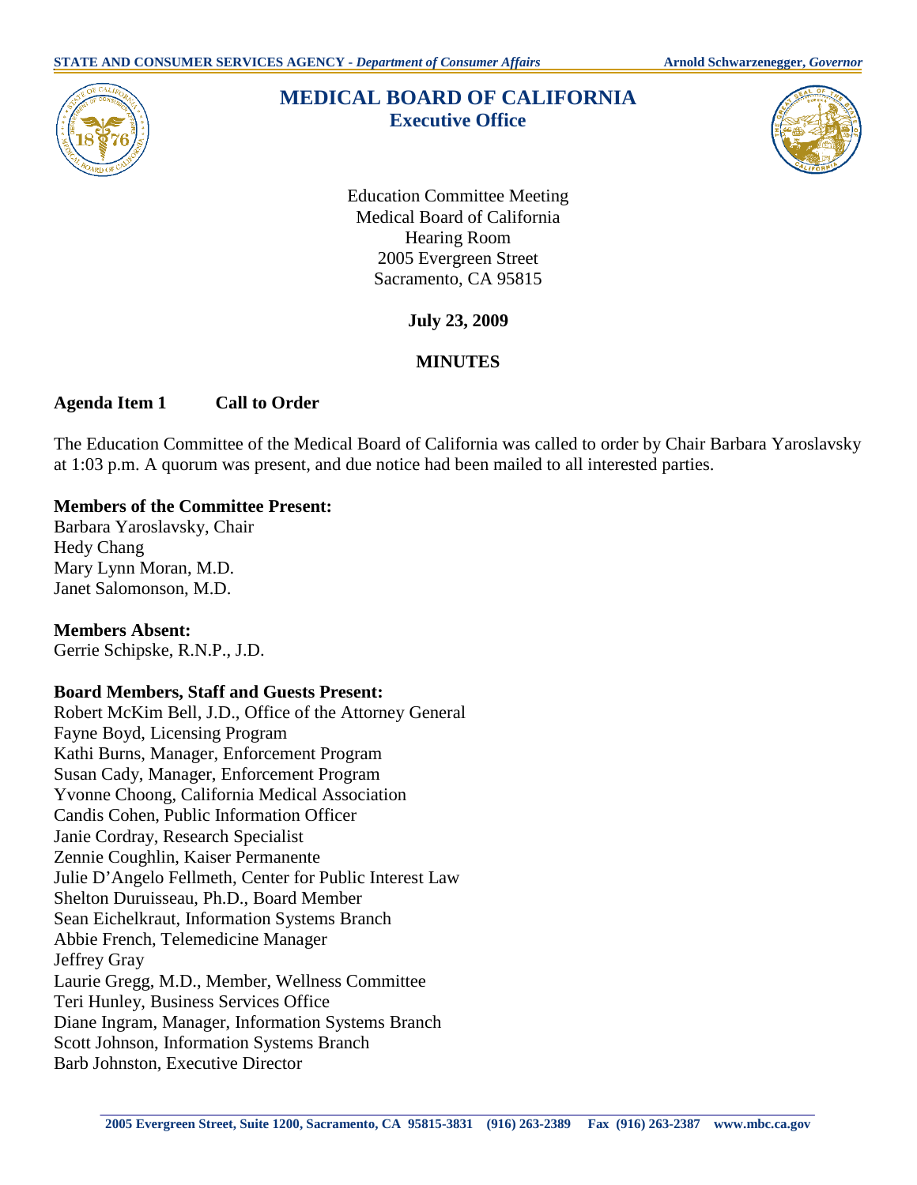# MEDICAL BOARD OF CALIFORNIA
## Executive Office

Education Committee Meeting
Medical Board of California
Hearing Room
2005 Evergreen Street
Sacramento, CA 95815

**July 23, 2009**

**MINUTES**

**Agenda Item 1 Call to Order**

The Education Committee of the Medical Board of California was called to order by Chair Barbara Yaroslavsky at 1:03 p.m. A quorum was present, and due notice had been mailed to all interested parties.

**Members of the Committee Present:**
Barbara Yaroslavsky, Chair
Hedy Chang
Mary Lynn Moran, M.D.
Janet Salomonson, M.D.

**Members Absent:**
Gerrie Schipske, R.N.P., J.D.

**Board Members, Staff and Guests Present:**
Robert McKim Bell, J.D., Office of the Attorney General
Fayne Boyd, Licensing Program
Kathi Burns, Manager, Enforcement Program
Susan Cady, Manager, Enforcement Program
Yvonne Choong, California Medical Association
Candis Cohen, Public Information Officer
Janie Cordray, Research Specialist
Zennie Coughlin, Kaiser Permanente
Julie D'Angelo Fellmeth, Center for Public Interest Law
Shelton Duruisseau, Ph.D., Board Member
Sean Eichelkraut, Information Systems Branch
Abbie French, Telemedicine Manager
Jeffrey Gray
Laurie Gregg, M.D., Member, Wellness Committee
Teri Hunley, Business Services Office
Diane Ingram, Manager, Information Systems Branch
Scott Johnson, Information Systems Branch
Barb Johnston, Executive Director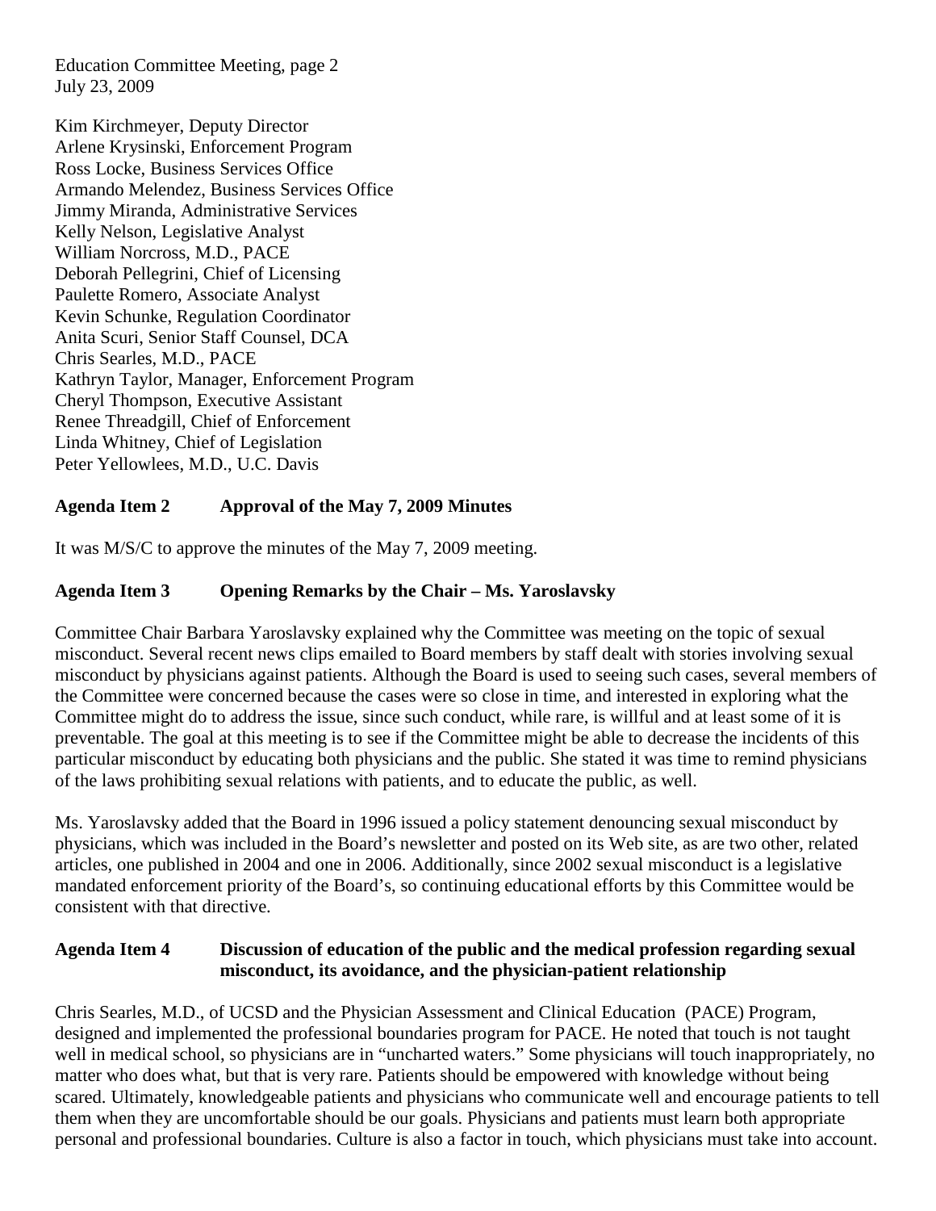Kim Kirchmeyer, Deputy Director
Arlene Krysinski, Enforcement Program
Ross Locke, Business Services Office
Armando Melendez, Business Services Office
Jimmy Miranda, Administrative Services
Kelly Nelson, Legislative Analyst
William Norcross, M.D., PACE
Deborah Pellegrini, Chief of Licensing
Paulette Romero, Associate Analyst
Kevin Schunke, Regulation Coordinator
Anita Scuri, Senior Staff Counsel, DCA
Chris Searles, M.D., PACE
Kathryn Taylor, Manager, Enforcement Program
Cheryl Thompson, Executive Assistant
Renee Threadgill, Chief of Enforcement
Linda Whitney, Chief of Legislation
Peter Yellowlees, M.D., U.C. Davis

## Agenda Item 2 Approval of the May 7, 2009 Minutes

It was M/S/C to approve the minutes of the May 7, 2009 meeting.

## Agenda Item 3 Opening Remarks by the Chair – Ms. Yaroslavsky

Committee Chair Barbara Yaroslavsky explained why the Committee was meeting on the topic of sexual misconduct. Several recent news clips emailed to Board members by staff dealt with stories involving sexual misconduct by physicians against patients. Although the Board is used to seeing such cases, several members of the Committee were concerned because the cases were so close in time, and interested in exploring what the Committee might do to address the issue, since such conduct, while rare, is willful and at least some of it is preventable. The goal at this meeting is to see if the Committee might be able to decrease the incidents of this particular misconduct by educating both physicians and the public. She stated it was time to remind physicians of the laws prohibiting sexual relations with patients, and to educate the public, as well.

Ms. Yaroslavsky added that the Board in 1996 issued a policy statement denouncing sexual misconduct by physicians, which was included in the Board's newsletter and posted on its Web site, as are two other, related articles, one published in 2004 and one in 2006. Additionally, since 2002 sexual misconduct is a legislative mandated enforcement priority of the Board's, so continuing educational efforts by this Committee would be consistent with that directive.

## Agenda Item 4 Discussion of education of the public and the medical profession regarding sexual misconduct, its avoidance, and the physician-patient relationship

Chris Searles, M.D., of UCSD and the Physician Assessment and Clinical Education (PACE) Program, designed and implemented the professional boundaries program for PACE. He noted that touch is not taught well in medical school, so physicians are in "uncharted waters." Some physicians will touch inappropriately, no matter who does what, but that is very rare. Patients should be empowered with knowledge without being scared. Ultimately, knowledgeable patients and physicians who communicate well and encourage patients to tell them when they are uncomfortable should be our goals. Physicians and patients must learn both appropriate personal and professional boundaries. Culture is also a factor in touch, which physicians must take into account.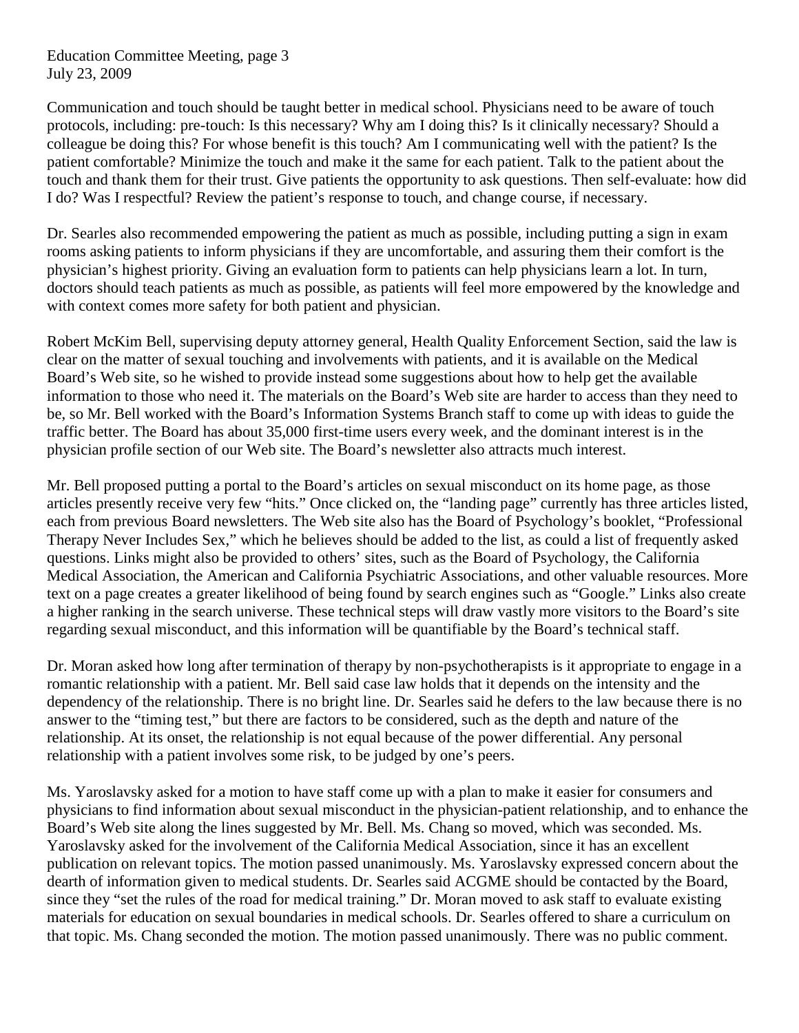Communication and touch should be taught better in medical school. Physicians need to be aware of touch protocols, including: pre-touch: Is this necessary? Why am I doing this? Is it clinically necessary? Should a colleague be doing this? For whose benefit is this touch? Am I communicating well with the patient? Is the patient comfortable? Minimize the touch and make it the same for each patient. Talk to the patient about the touch and thank them for their trust. Give patients the opportunity to ask questions. Then self-evaluate: how did I do? Was I respectful? Review the patient's response to touch, and change course, if necessary.

Dr. Searles also recommended empowering the patient as much as possible, including putting a sign in exam rooms asking patients to inform physicians if they are uncomfortable, and assuring them their comfort is the physician's highest priority. Giving an evaluation form to patients can help physicians learn a lot. In turn, doctors should teach patients as much as possible, as patients will feel more empowered by the knowledge and with context comes more safety for both patient and physician.

Robert McKim Bell, supervising deputy attorney general, Health Quality Enforcement Section, said the law is clear on the matter of sexual touching and involvements with patients, and it is available on the Medical Board's Web site, so he wished to provide instead some suggestions about how to help get the available information to those who need it. The materials on the Board's Web site are harder to access than they need to be, so Mr. Bell worked with the Board's Information Systems Branch staff to come up with ideas to guide the traffic better. The Board has about 35,000 first-time users every week, and the dominant interest is in the physician profile section of our Web site. The Board's newsletter also attracts much interest.

Mr. Bell proposed putting a portal to the Board's articles on sexual misconduct on its home page, as those articles presently receive very few "hits." Once clicked on, the "landing page" currently has three articles listed, each from previous Board newsletters. The Web site also has the Board of Psychology's booklet, "Professional Therapy Never Includes Sex," which he believes should be added to the list, as could a list of frequently asked questions. Links might also be provided to others' sites, such as the Board of Psychology, the California Medical Association, the American and California Psychiatric Associations, and other valuable resources. More text on a page creates a greater likelihood of being found by search engines such as "Google." Links also create a higher ranking in the search universe. These technical steps will draw vastly more visitors to the Board's site regarding sexual misconduct, and this information will be quantifiable by the Board's technical staff.

Dr. Moran asked how long after termination of therapy by non-psychotherapists is it appropriate to engage in a romantic relationship with a patient. Mr. Bell said case law holds that it depends on the intensity and the dependency of the relationship. There is no bright line. Dr. Searles said he defers to the law because there is no answer to the "timing test," but there are factors to be considered, such as the depth and nature of the relationship. At its onset, the relationship is not equal because of the power differential. Any personal relationship with a patient involves some risk, to be judged by one's peers.

Ms. Yaroslavsky asked for a motion to have staff come up with a plan to make it easier for consumers and physicians to find information about sexual misconduct in the physician-patient relationship, and to enhance the Board's Web site along the lines suggested by Mr. Bell. Ms. Chang so moved, which was seconded. Ms. Yaroslavsky asked for the involvement of the California Medical Association, since it has an excellent publication on relevant topics. The motion passed unanimously. Ms. Yaroslavsky expressed concern about the dearth of information given to medical students. Dr. Searles said ACGME should be contacted by the Board, since they "set the rules of the road for medical training." Dr. Moran moved to ask staff to evaluate existing materials for education on sexual boundaries in medical schools. Dr. Searles offered to share a curriculum on that topic. Ms. Chang seconded the motion. The motion passed unanimously. There was no public comment.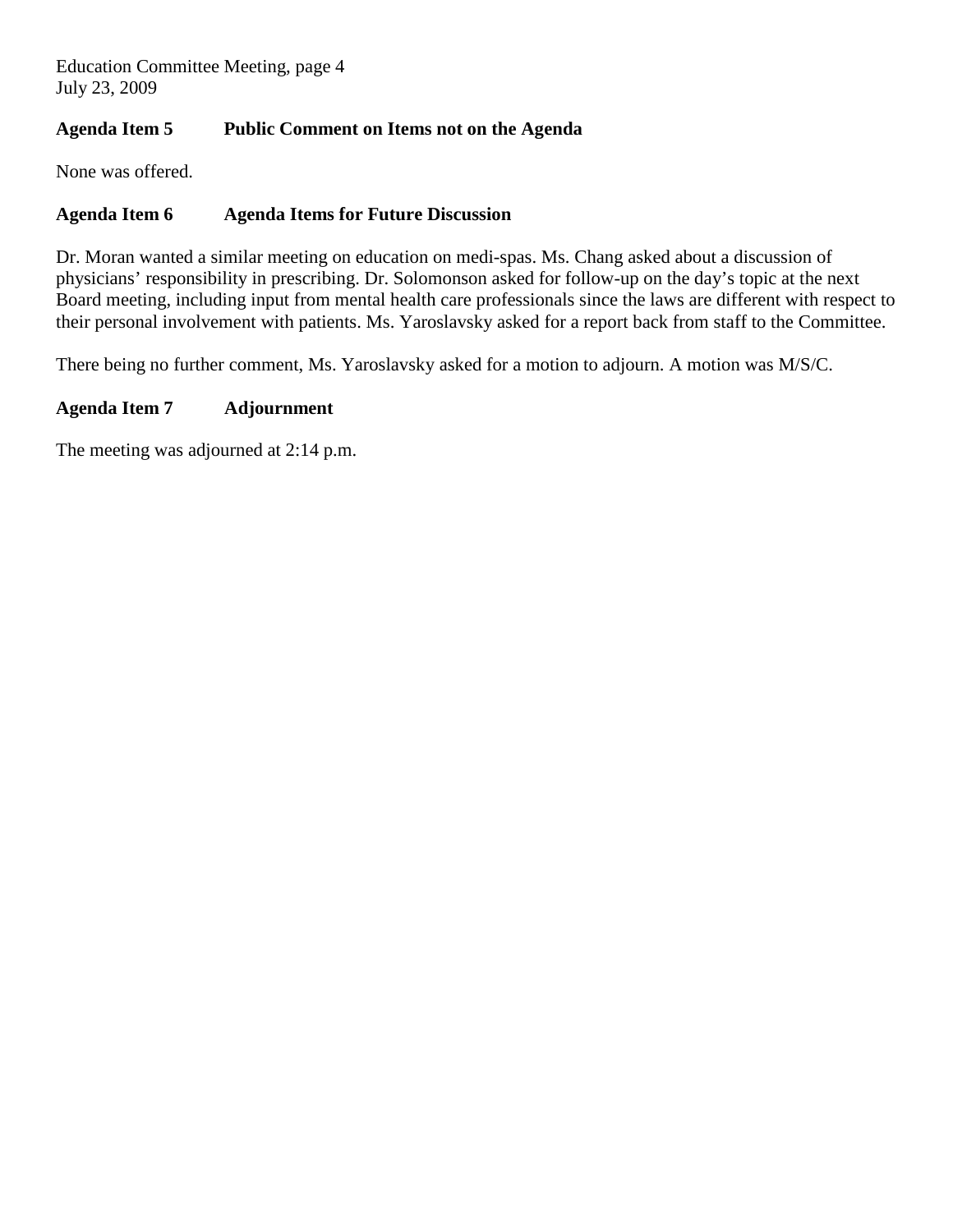### Agenda Item 5 Public Comment on Items not on the Agenda

None was offered.

### Agenda Item 6 Agenda Items for Future Discussion

Dr. Moran wanted a similar meeting on education on medi-spas. Ms. Chang asked about a discussion of physicians' responsibility in prescribing. Dr. Solomonson asked for follow-up on the day's topic at the next Board meeting, including input from mental health care professionals since the laws are different with respect to their personal involvement with patients. Ms. Yaroslavsky asked for a report back from staff to the Committee.

There being no further comment, Ms. Yaroslavsky asked for a motion to adjourn. A motion was M/S/C.

### Agenda Item 7 Adjournment

The meeting was adjourned at 2:14 p.m.